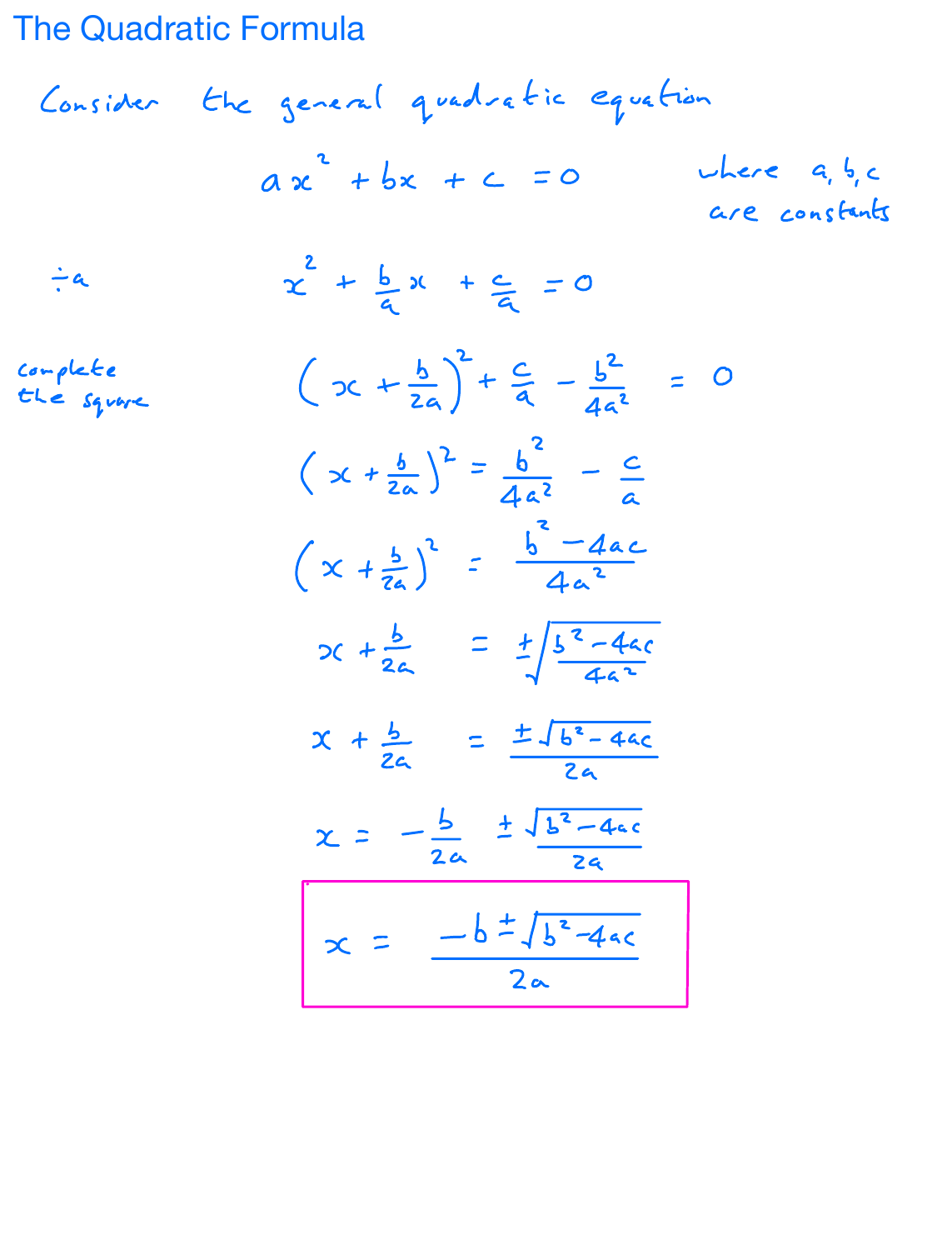# The Quadratic Formula

Consider the general quadratic equation

$$ax^2 + bx + c = 0$$

where $a, b, c$ are constants

$\div a$

$$x^2 + \frac{b}{a}x + \frac{c}{a} = 0$$

complete the square

$$\left(x + \frac{b}{2a}\right)^2 + \frac{c}{a} - \frac{b^2}{4a^2} = 0$$

$$\left(x + \frac{b}{2a}\right)^2 = \frac{b^2}{4a^2} - \frac{c}{a}$$

$$\left(x + \frac{b}{2a}\right)^2 = \frac{b^2 - 4ac}{4a^2}$$

$$x + \frac{b}{2a} = \pm\sqrt{\frac{b^2 - 4ac}{4a^2}}$$

$$x + \frac{b}{2a} = \frac{\pm\sqrt{b^2 - 4ac}}{2a}$$

$$x = -\frac{b}{2a} \pm \frac{\sqrt{b^2 - 4ac}}{2a}$$

$$\boxed{x = \frac{-b \pm \sqrt{b^2 - 4ac}}{2a}}$$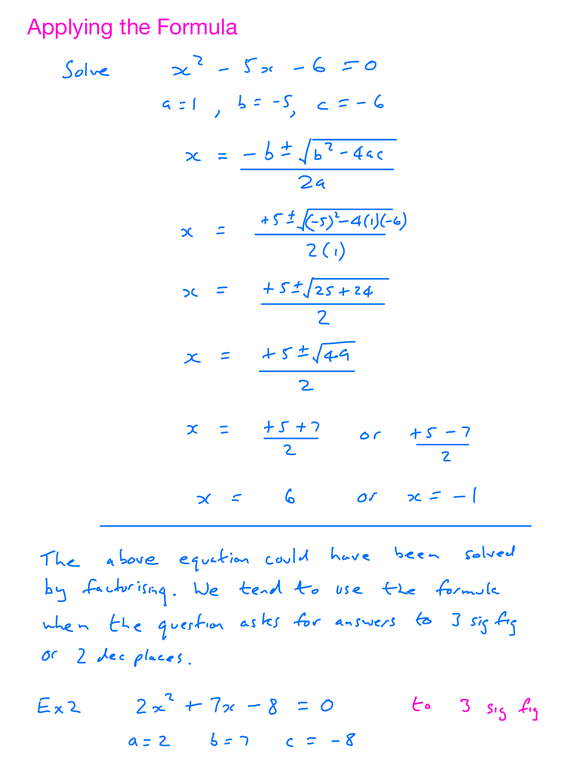# Applying the Formula

Solve $x^2 - 5x - 6 = 0$

$a = 1, \; b = -5, \; c = -6$

$$x = \frac{-b \pm \sqrt{b^2 - 4ac}}{2a}$$

$$x = \frac{+5 \pm \sqrt{(-5)^2 - 4(1)(-6)}}{2(1)}$$

$$x = \frac{+5 \pm \sqrt{25 + 24}}{2}$$

$$x = \frac{+5 \pm \sqrt{49}}{2}$$

$$x = \frac{+5 + 7}{2} \quad \text{or} \quad \frac{+5 - 7}{2}$$

$$x = 6 \quad \text{or} \quad x = -1$$

---

The above equation could have been solved by factorising. We tend to use the formula when the question asks for answers to 3 sig fig or 2 dec places.

Ex 2 $\quad 2x^2 + 7x - 8 = 0 \quad$ to 3 sig fig

$a = 2 \quad b = 7 \quad c = -8$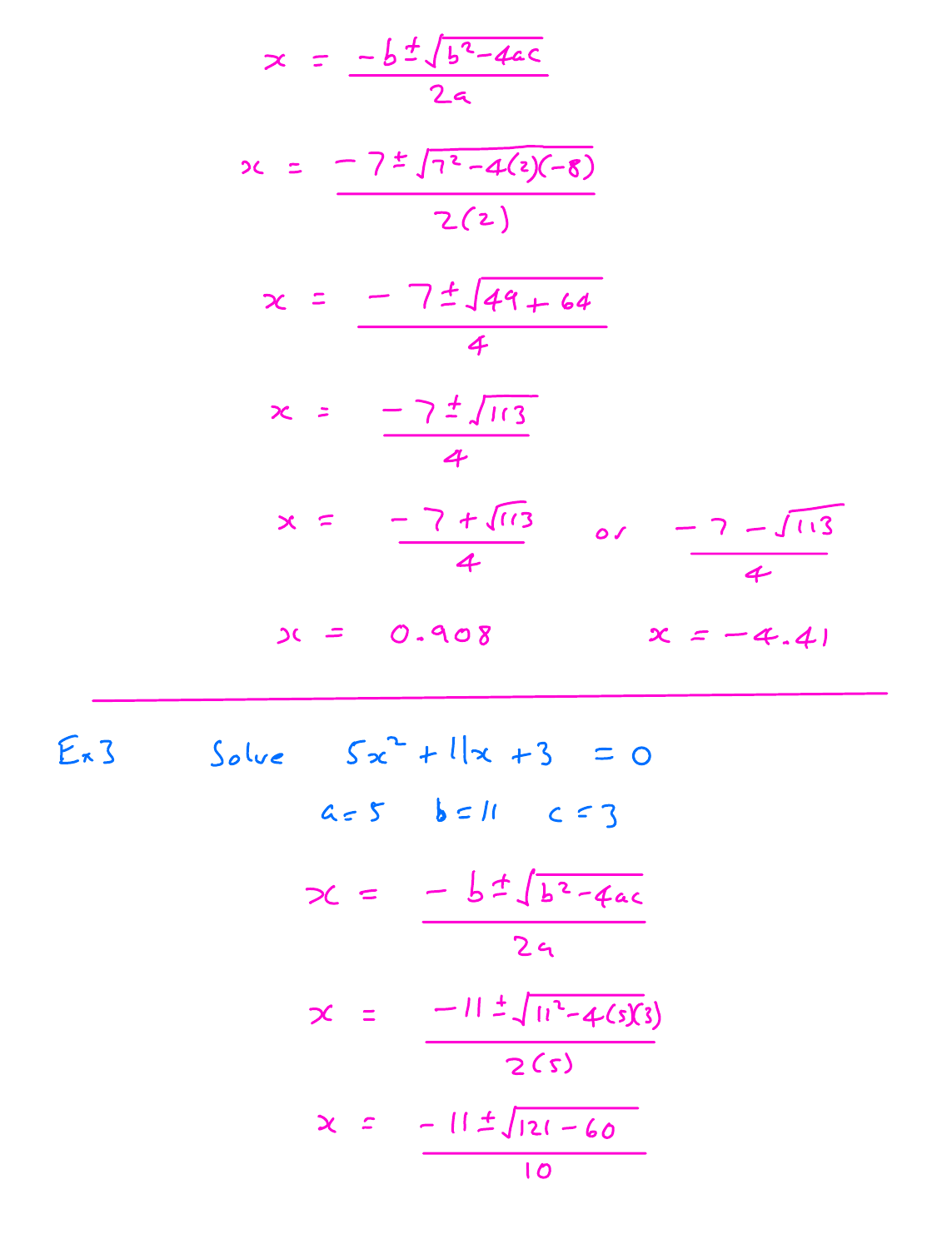$$x = \frac{-b \pm \sqrt{b^2 - 4ac}}{2a}$$

$$x = \frac{-7 \pm \sqrt{7^2 - 4(2)(-8)}}{2(2)}$$

$$x = \frac{-7 \pm \sqrt{49 + 64}}{4}$$

$$x = \frac{-7 \pm \sqrt{113}}{4}$$

$$x = \frac{-7 + \sqrt{113}}{4} \quad \text{or} \quad \frac{-7 - \sqrt{113}}{4}$$

$$x = 0.908 \qquad x = -4.41$$

---

Ex 3 Solve $5x^2 + 11x + 3 = 0$

$a = 5 \quad b = 11 \quad c = 3$

$$x = \frac{-b \pm \sqrt{b^2 - 4ac}}{2a}$$

$$x = \frac{-11 \pm \sqrt{11^2 - 4(5)(3)}}{2(5)}$$

$$x = \frac{-11 \pm \sqrt{121 - 60}}{10}$$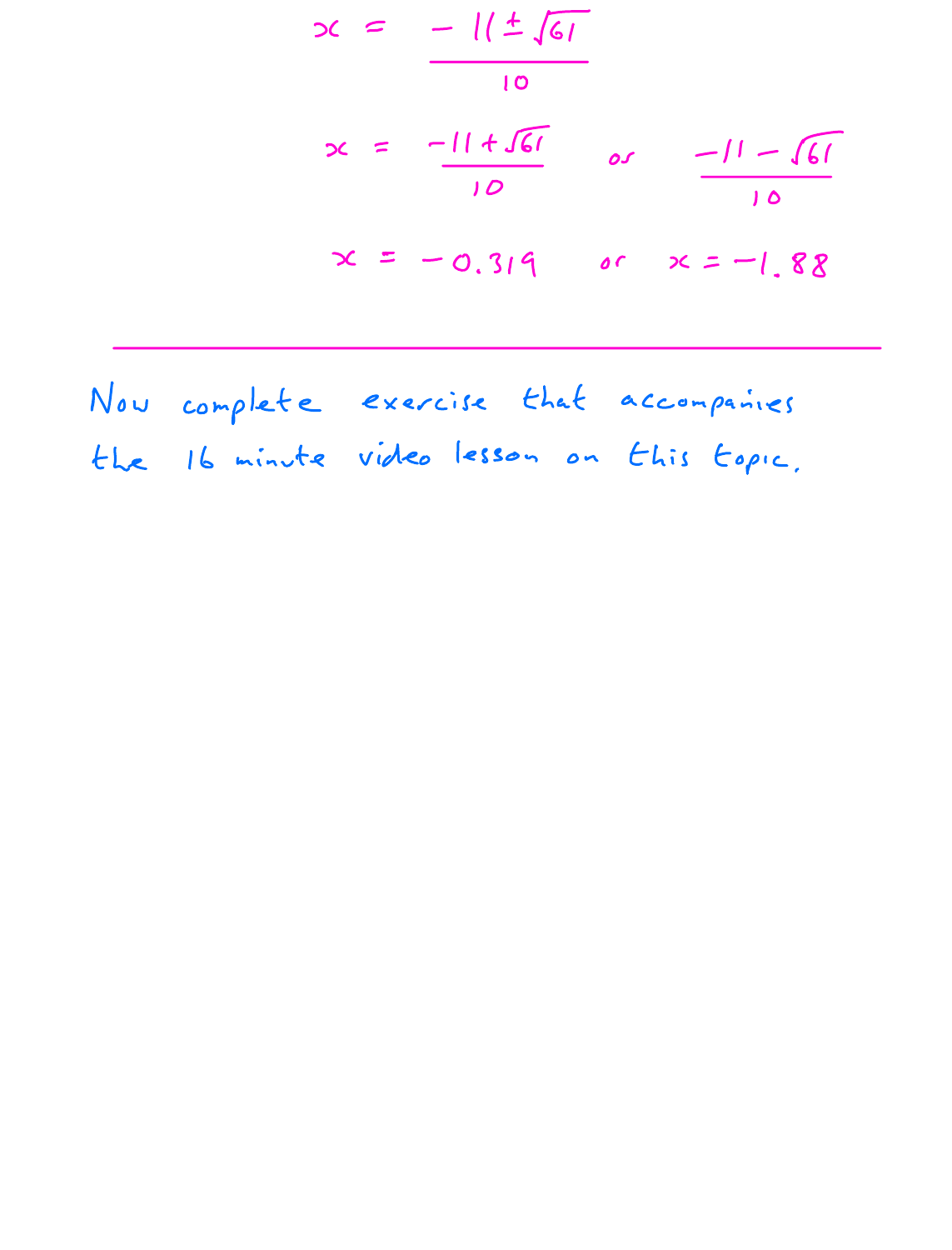$$x = \frac{-11 \pm \sqrt{61}}{10}$$

$$x = \frac{-11 + \sqrt{61}}{10} \quad \text{or} \quad \frac{-11 - \sqrt{61}}{10}$$

$$x = -0.319 \quad \text{or} \quad x = -1.88$$

---

Now complete exercise that accompanies the 16 minute video lesson on this topic.